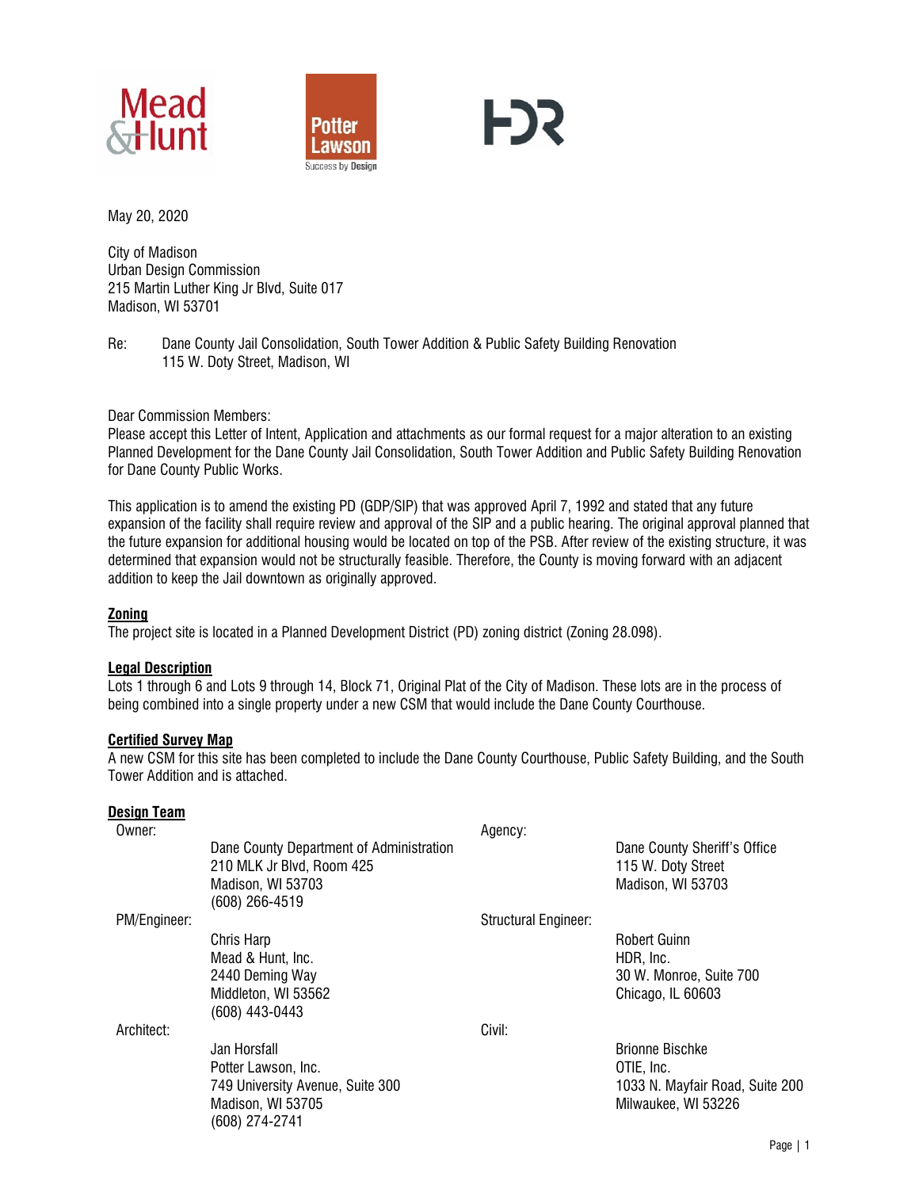May 20, 2020

City of Madison
Urban Design Commission
215 Martin Luther King Jr Blvd, Suite 017
Madison, WI 53701

Re: Dane County Jail Consolidation, South Tower Addition & Public Safety Building Renovation
115 W. Doty Street, Madison, WI

Dear Commission Members:
Please accept this Letter of Intent, Application and attachments as our formal request for a major alteration to an existing Planned Development for the Dane County Jail Consolidation, South Tower Addition and Public Safety Building Renovation for Dane County Public Works.

This application is to amend the existing PD (GDP/SIP) that was approved April 7, 1992 and stated that any future expansion of the facility shall require review and approval of the SIP and a public hearing. The original approval planned that the future expansion for additional housing would be located on top of the PSB. After review of the existing structure, it was determined that expansion would not be structurally feasible. Therefore, the County is moving forward with an adjacent addition to keep the Jail downtown as originally approved.

**Zoning**

The project site is located in a Planned Development District (PD) zoning district (Zoning 28.098).

**Legal Description**

Lots 1 through 6 and Lots 9 through 14, Block 71, Original Plat of the City of Madison. These lots are in the process of being combined into a single property under a new CSM that would include the Dane County Courthouse.

**Certified Survey Map**

A new CSM for this site has been completed to include the Dane County Courthouse, Public Safety Building, and the South Tower Addition and is attached.

**Design Team**

Owner:
Dane County Department of Administration
210 MLK Jr Blvd, Room 425
Madison, WI 53703
(608) 266-4519

Agency:
Dane County Sheriff's Office
115 W. Doty Street
Madison, WI 53703

PM/Engineer:
Chris Harp
Mead & Hunt, Inc.
2440 Deming Way
Middleton, WI 53562
(608) 443-0443

Structural Engineer:
Robert Guinn
HDR, Inc.
30 W. Monroe, Suite 700
Chicago, IL 60603

Architect:
Jan Horsfall
Potter Lawson, Inc.
749 University Avenue, Suite 300
Madison, WI 53705
(608) 274-2741

Civil:
Brionne Bischke
OTIE, Inc.
1033 N. Mayfair Road, Suite 200
Milwaukee, WI 53226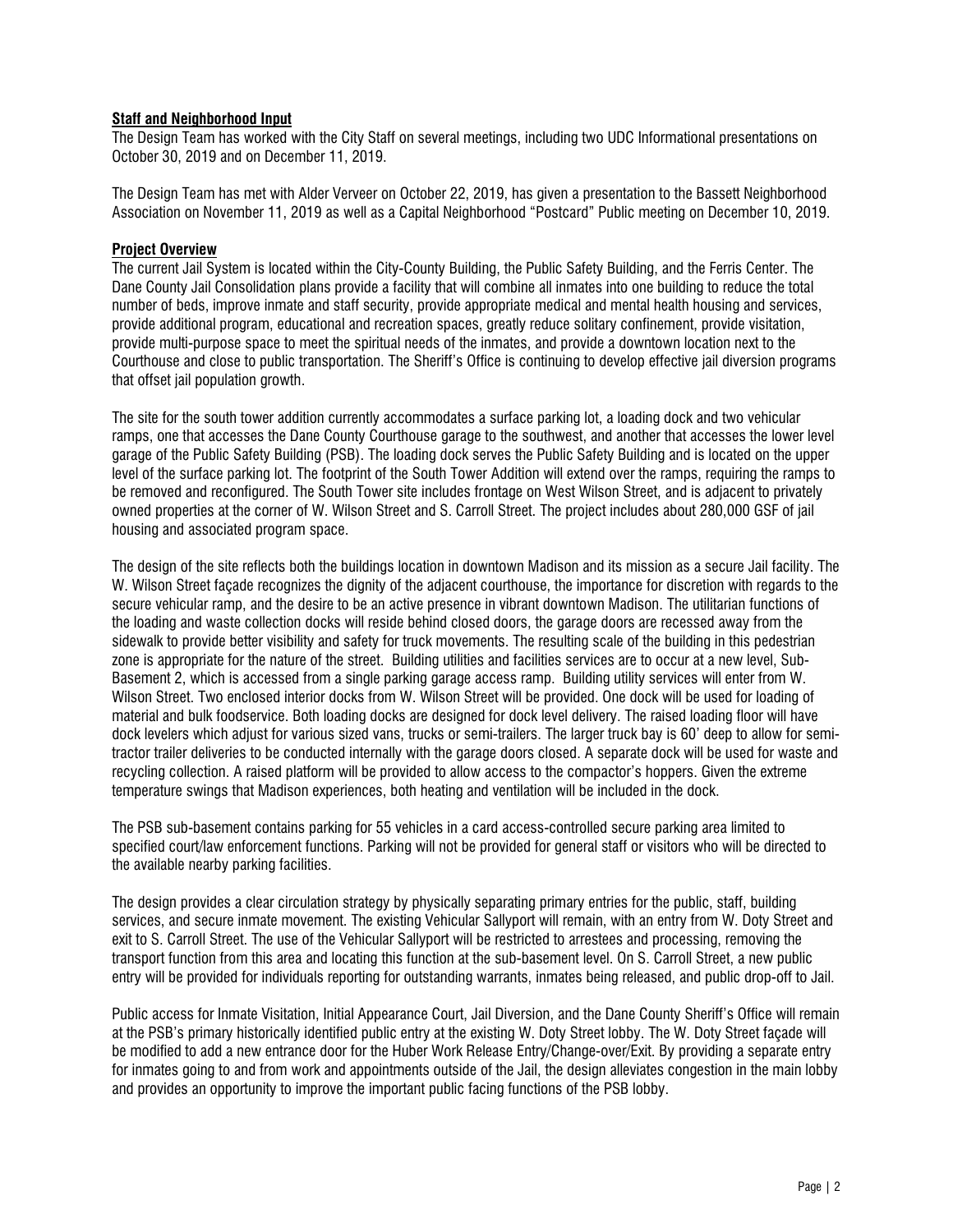## Staff and Neighborhood Input

The Design Team has worked with the City Staff on several meetings, including two UDC Informational presentations on October 30, 2019 and on December 11, 2019.

The Design Team has met with Alder Verveer on October 22, 2019, has given a presentation to the Bassett Neighborhood Association on November 11, 2019 as well as a Capital Neighborhood "Postcard" Public meeting on December 10, 2019.

## Project Overview

The current Jail System is located within the City-County Building, the Public Safety Building, and the Ferris Center. The Dane County Jail Consolidation plans provide a facility that will combine all inmates into one building to reduce the total number of beds, improve inmate and staff security, provide appropriate medical and mental health housing and services, provide additional program, educational and recreation spaces, greatly reduce solitary confinement, provide visitation, provide multi-purpose space to meet the spiritual needs of the inmates, and provide a downtown location next to the Courthouse and close to public transportation. The Sheriff's Office is continuing to develop effective jail diversion programs that offset jail population growth.

The site for the south tower addition currently accommodates a surface parking lot, a loading dock and two vehicular ramps, one that accesses the Dane County Courthouse garage to the southwest, and another that accesses the lower level garage of the Public Safety Building (PSB). The loading dock serves the Public Safety Building and is located on the upper level of the surface parking lot. The footprint of the South Tower Addition will extend over the ramps, requiring the ramps to be removed and reconfigured. The South Tower site includes frontage on West Wilson Street, and is adjacent to privately owned properties at the corner of W. Wilson Street and S. Carroll Street. The project includes about 280,000 GSF of jail housing and associated program space.

The design of the site reflects both the buildings location in downtown Madison and its mission as a secure Jail facility. The W. Wilson Street façade recognizes the dignity of the adjacent courthouse, the importance for discretion with regards to the secure vehicular ramp, and the desire to be an active presence in vibrant downtown Madison. The utilitarian functions of the loading and waste collection docks will reside behind closed doors, the garage doors are recessed away from the sidewalk to provide better visibility and safety for truck movements. The resulting scale of the building in this pedestrian zone is appropriate for the nature of the street. Building utilities and facilities services are to occur at a new level, Sub-Basement 2, which is accessed from a single parking garage access ramp. Building utility services will enter from W. Wilson Street. Two enclosed interior docks from W. Wilson Street will be provided. One dock will be used for loading of material and bulk foodservice. Both loading docks are designed for dock level delivery. The raised loading floor will have dock levelers which adjust for various sized vans, trucks or semi-trailers. The larger truck bay is 60' deep to allow for semi-tractor trailer deliveries to be conducted internally with the garage doors closed. A separate dock will be used for waste and recycling collection. A raised platform will be provided to allow access to the compactor's hoppers. Given the extreme temperature swings that Madison experiences, both heating and ventilation will be included in the dock.

The PSB sub-basement contains parking for 55 vehicles in a card access-controlled secure parking area limited to specified court/law enforcement functions. Parking will not be provided for general staff or visitors who will be directed to the available nearby parking facilities.

The design provides a clear circulation strategy by physically separating primary entries for the public, staff, building services, and secure inmate movement. The existing Vehicular Sallyport will remain, with an entry from W. Doty Street and exit to S. Carroll Street. The use of the Vehicular Sallyport will be restricted to arrestees and processing, removing the transport function from this area and locating this function at the sub-basement level. On S. Carroll Street, a new public entry will be provided for individuals reporting for outstanding warrants, inmates being released, and public drop-off to Jail.

Public access for Inmate Visitation, Initial Appearance Court, Jail Diversion, and the Dane County Sheriff's Office will remain at the PSB's primary historically identified public entry at the existing W. Doty Street lobby. The W. Doty Street façade will be modified to add a new entrance door for the Huber Work Release Entry/Change-over/Exit. By providing a separate entry for inmates going to and from work and appointments outside of the Jail, the design alleviates congestion in the main lobby and provides an opportunity to improve the important public facing functions of the PSB lobby.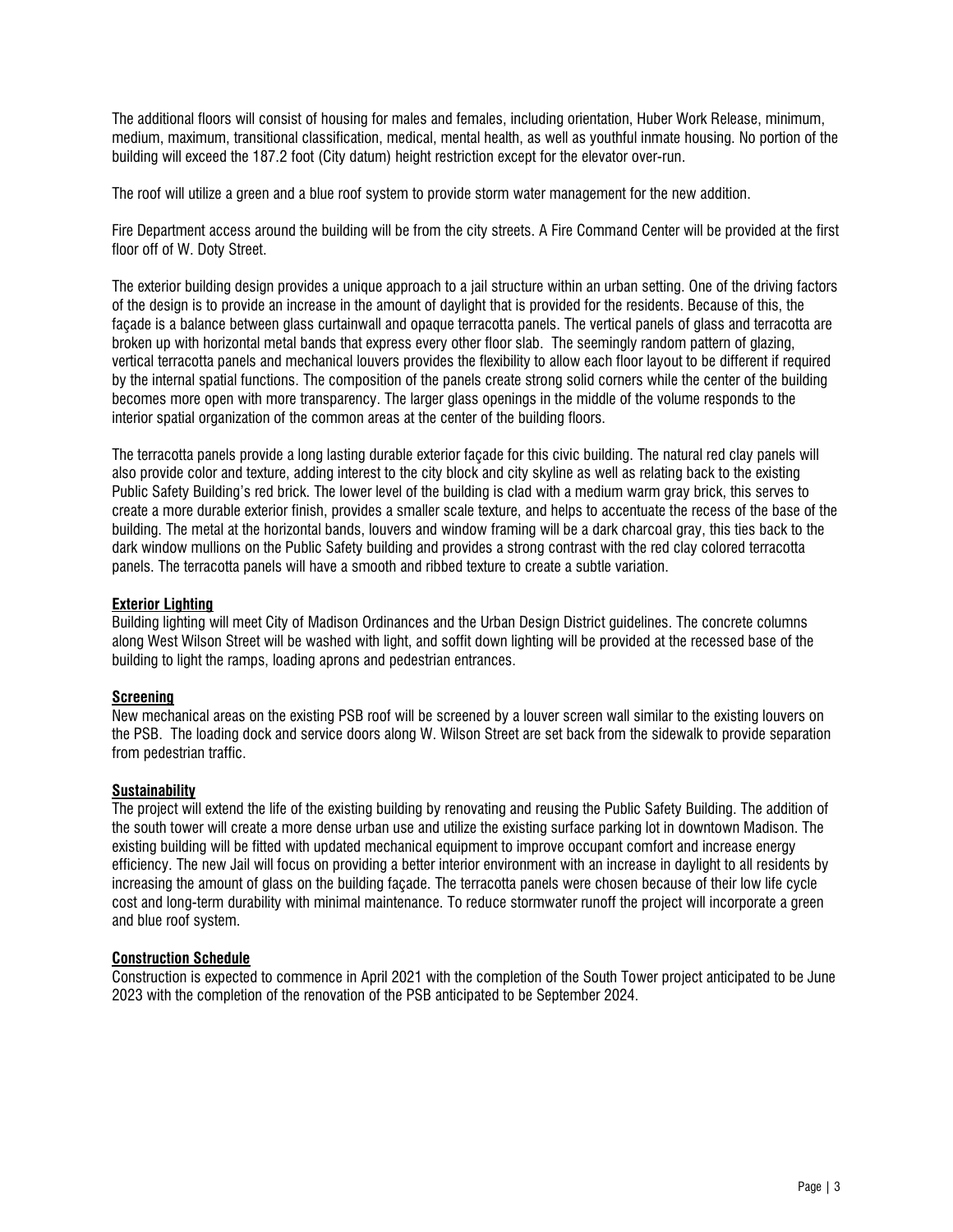The additional floors will consist of housing for males and females, including orientation, Huber Work Release, minimum, medium, maximum, transitional classification, medical, mental health, as well as youthful inmate housing. No portion of the building will exceed the 187.2 foot (City datum) height restriction except for the elevator over-run.

The roof will utilize a green and a blue roof system to provide storm water management for the new addition.

Fire Department access around the building will be from the city streets. A Fire Command Center will be provided at the first floor off of W. Doty Street.

The exterior building design provides a unique approach to a jail structure within an urban setting. One of the driving factors of the design is to provide an increase in the amount of daylight that is provided for the residents. Because of this, the façade is a balance between glass curtainwall and opaque terracotta panels. The vertical panels of glass and terracotta are broken up with horizontal metal bands that express every other floor slab. The seemingly random pattern of glazing, vertical terracotta panels and mechanical louvers provides the flexibility to allow each floor layout to be different if required by the internal spatial functions. The composition of the panels create strong solid corners while the center of the building becomes more open with more transparency. The larger glass openings in the middle of the volume responds to the interior spatial organization of the common areas at the center of the building floors.

The terracotta panels provide a long lasting durable exterior façade for this civic building. The natural red clay panels will also provide color and texture, adding interest to the city block and city skyline as well as relating back to the existing Public Safety Building's red brick. The lower level of the building is clad with a medium warm gray brick, this serves to create a more durable exterior finish, provides a smaller scale texture, and helps to accentuate the recess of the base of the building. The metal at the horizontal bands, louvers and window framing will be a dark charcoal gray, this ties back to the dark window mullions on the Public Safety building and provides a strong contrast with the red clay colored terracotta panels. The terracotta panels will have a smooth and ribbed texture to create a subtle variation.

**Exterior Lighting**

Building lighting will meet City of Madison Ordinances and the Urban Design District guidelines. The concrete columns along West Wilson Street will be washed with light, and soffit down lighting will be provided at the recessed base of the building to light the ramps, loading aprons and pedestrian entrances.

**Screening**

New mechanical areas on the existing PSB roof will be screened by a louver screen wall similar to the existing louvers on the PSB. The loading dock and service doors along W. Wilson Street are set back from the sidewalk to provide separation from pedestrian traffic.

**Sustainability**

The project will extend the life of the existing building by renovating and reusing the Public Safety Building. The addition of the south tower will create a more dense urban use and utilize the existing surface parking lot in downtown Madison. The existing building will be fitted with updated mechanical equipment to improve occupant comfort and increase energy efficiency. The new Jail will focus on providing a better interior environment with an increase in daylight to all residents by increasing the amount of glass on the building façade. The terracotta panels were chosen because of their low life cycle cost and long-term durability with minimal maintenance. To reduce stormwater runoff the project will incorporate a green and blue roof system.

**Construction Schedule**

Construction is expected to commence in April 2021 with the completion of the South Tower project anticipated to be June 2023 with the completion of the renovation of the PSB anticipated to be September 2024.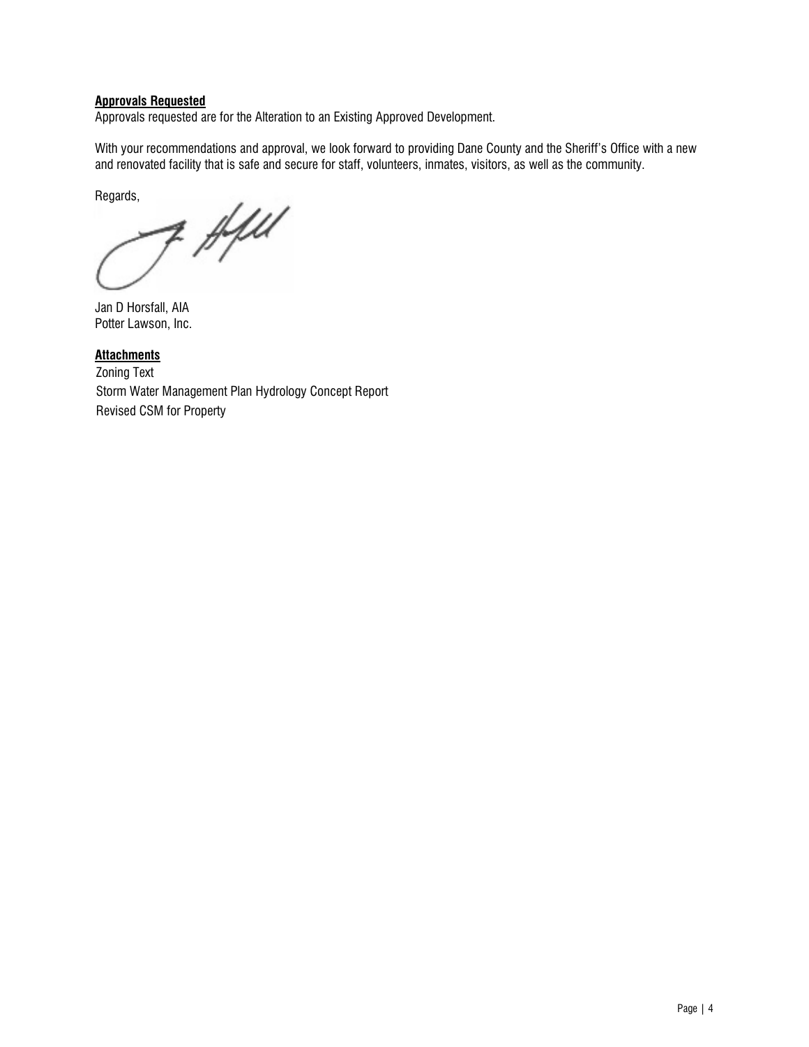**Approvals Requested**

Approvals requested are for the Alteration to an Existing Approved Development.

With your recommendations and approval, we look forward to providing Dane County and the Sheriff's Office with a new and renovated facility that is safe and secure for staff, volunteers, inmates, visitors, as well as the community.

Regards,

Jan D Horsfall, AIA
Potter Lawson, Inc.

**Attachments**

Zoning Text
Storm Water Management Plan Hydrology Concept Report
Revised CSM for Property